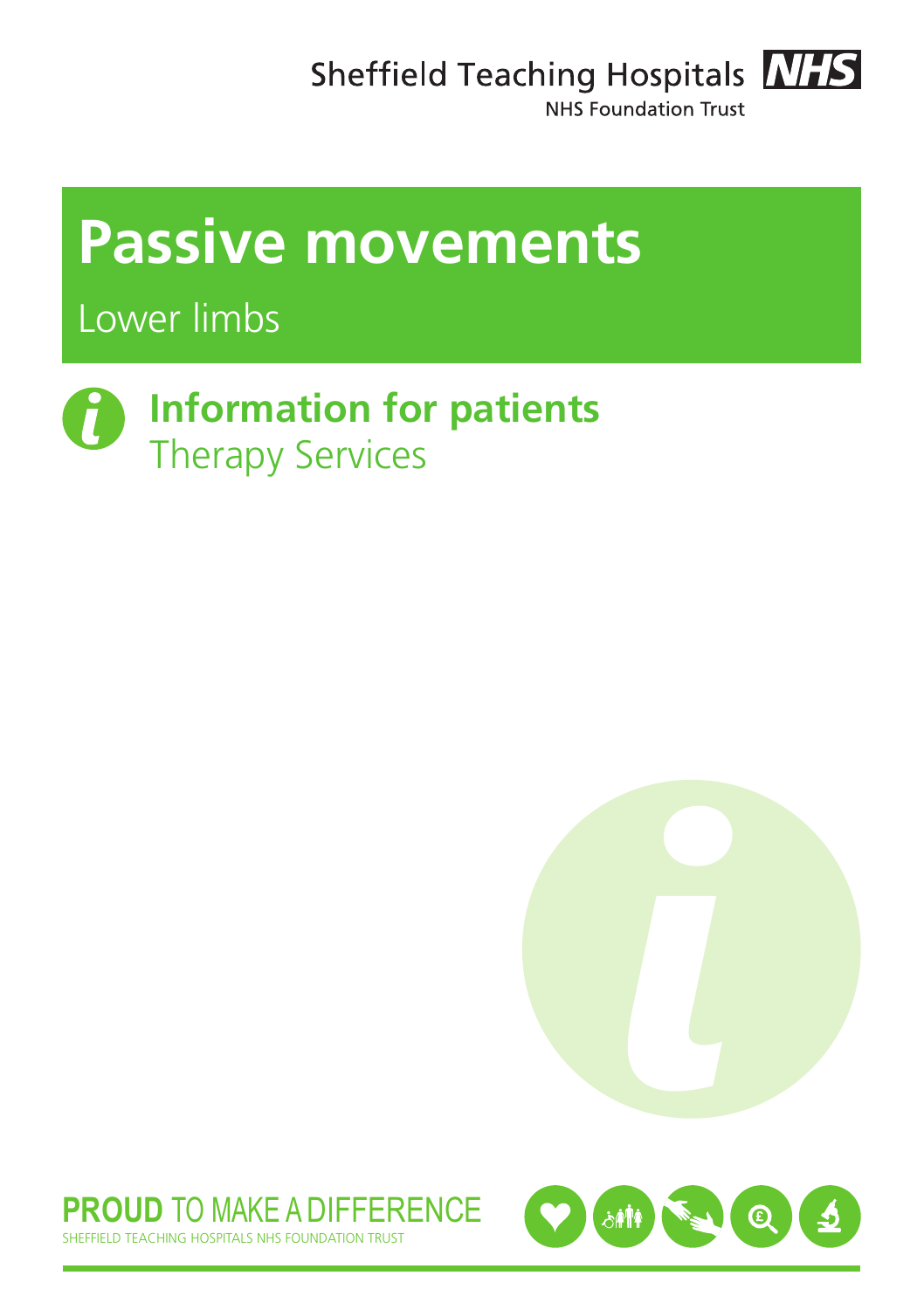Sheffield Teaching Hospitals NHS Foundation Trust

# Passive movements

## Lower limbs

**Information for patients**
Therapy Services

**PROUD** TO MAKE A DIFFERENCE
SHEFFIELD TEACHING HOSPITALS NHS FOUNDATION TRUST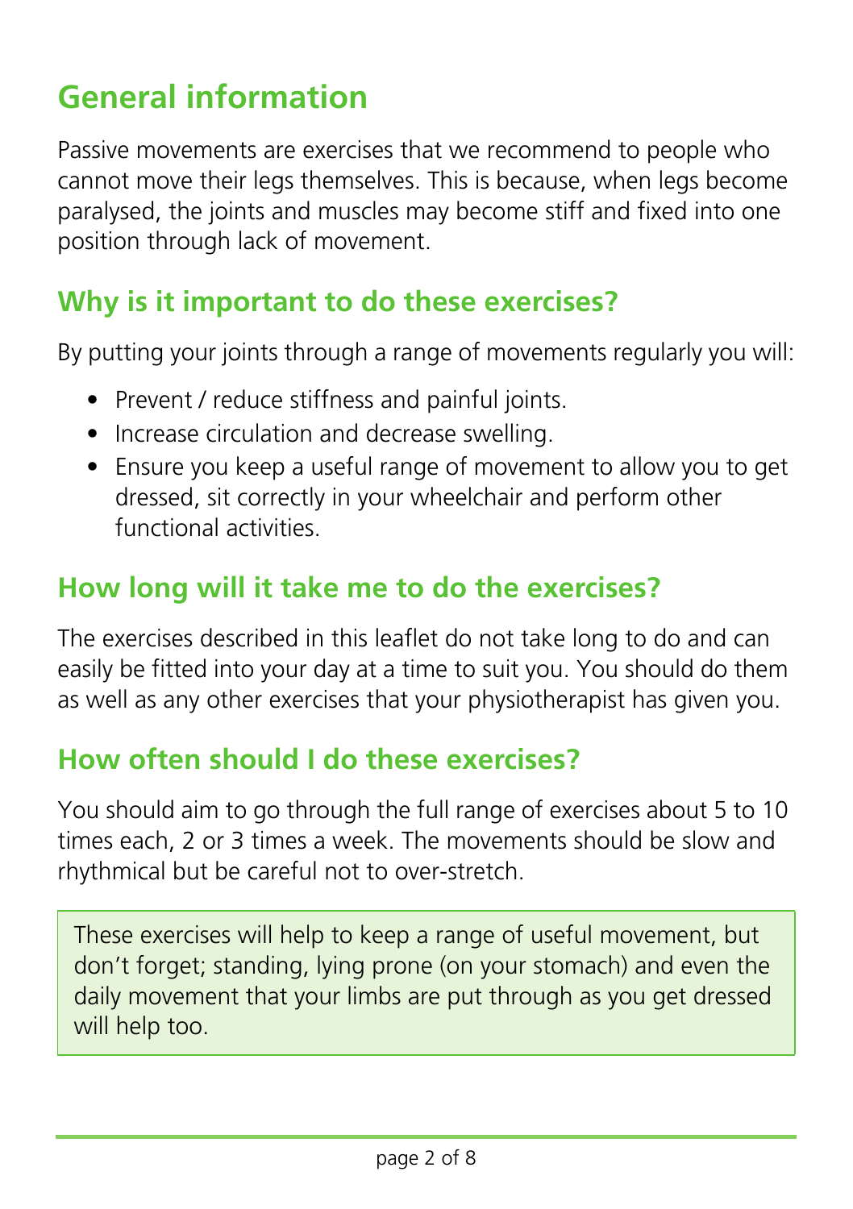# General information

Passive movements are exercises that we recommend to people who cannot move their legs themselves. This is because, when legs become paralysed, the joints and muscles may become stiff and fixed into one position through lack of movement.

## Why is it important to do these exercises?

By putting your joints through a range of movements regularly you will:

- Prevent / reduce stiffness and painful joints.
- Increase circulation and decrease swelling.
- Ensure you keep a useful range of movement to allow you to get dressed, sit correctly in your wheelchair and perform other functional activities.

## How long will it take me to do the exercises?

The exercises described in this leaflet do not take long to do and can easily be fitted into your day at a time to suit you. You should do them as well as any other exercises that your physiotherapist has given you.

## How often should I do these exercises?

You should aim to go through the full range of exercises about 5 to 10 times each, 2 or 3 times a week. The movements should be slow and rhythmical but be careful not to over-stretch.

> These exercises will help to keep a range of useful movement, but don't forget; standing, lying prone (on your stomach) and even the daily movement that your limbs are put through as you get dressed will help too.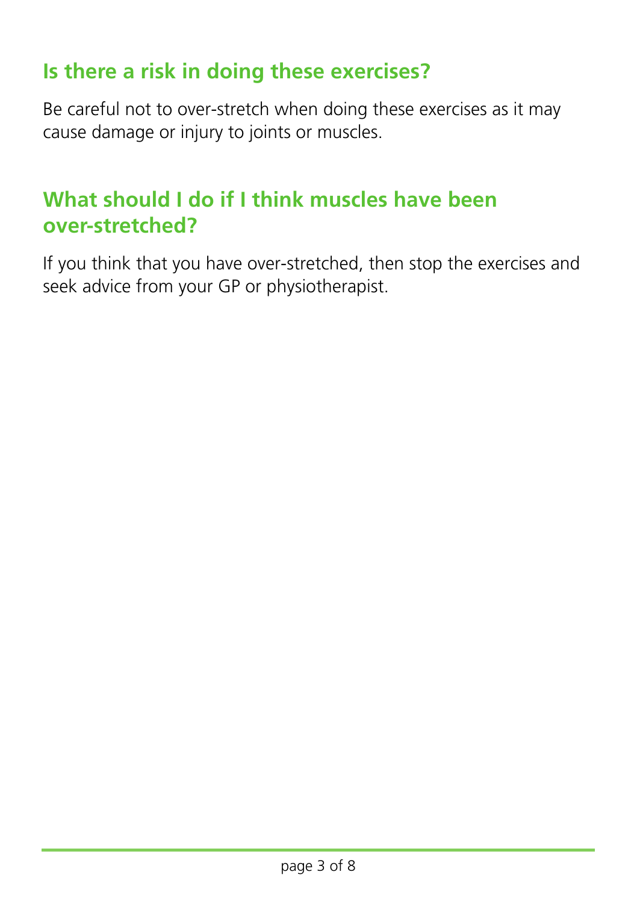## Is there a risk in doing these exercises?

Be careful not to over-stretch when doing these exercises as it may cause damage or injury to joints or muscles.

## What should I do if I think muscles have been over-stretched?

If you think that you have over-stretched, then stop the exercises and seek advice from your GP or physiotherapist.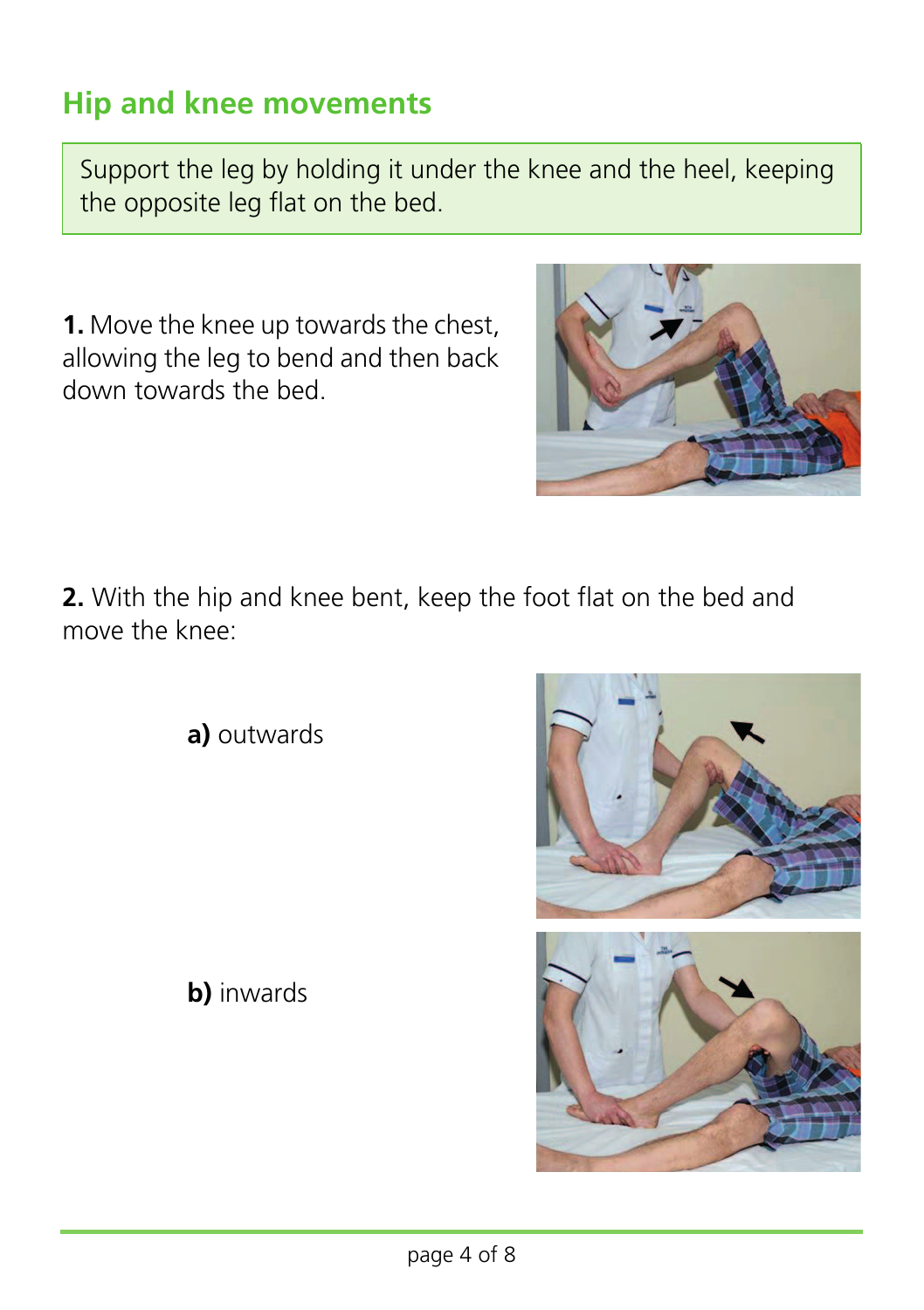## Hip and knee movements

Support the leg by holding it under the knee and the heel, keeping the opposite leg flat on the bed.

**1.** Move the knee up towards the chest, allowing the leg to bend and then back down towards the bed.

**2.** With the hip and knee bent, keep the foot flat on the bed and move the knee:

**a)** outwards

**b)** inwards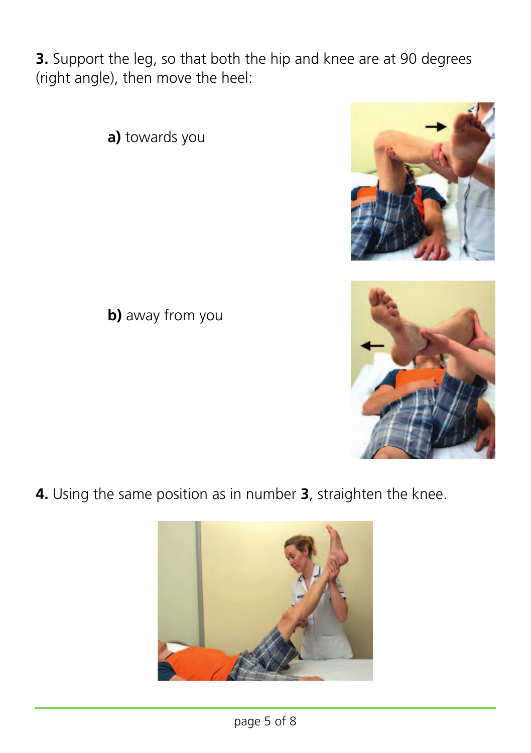**3.** Support the leg, so that both the hip and knee are at 90 degrees (right angle), then move the heel:

**a)** towards you

**b)** away from you

**4.** Using the same position as in number **3**, straighten the knee.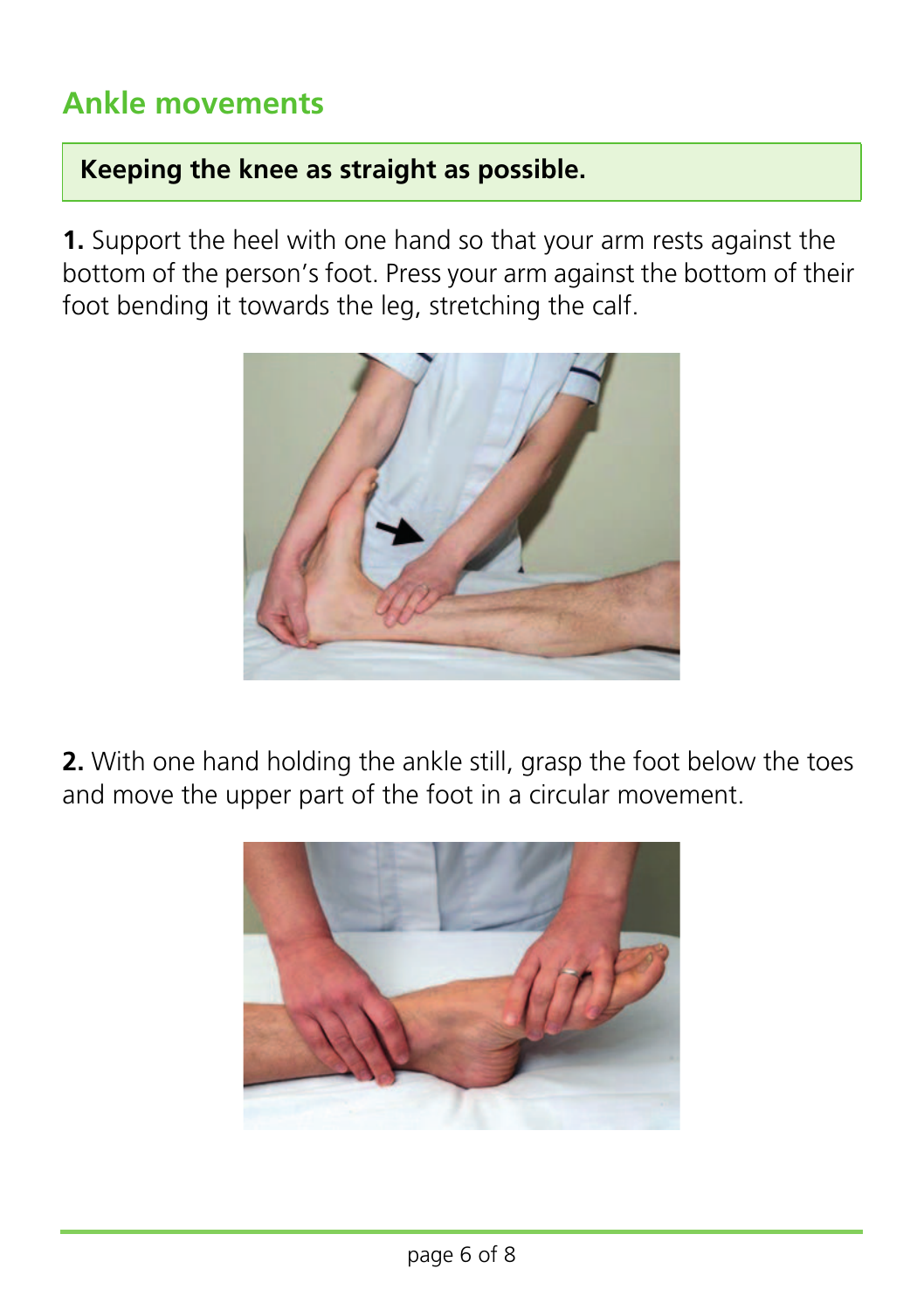## Ankle movements

**Keeping the knee as straight as possible.**

**1.** Support the heel with one hand so that your arm rests against the bottom of the person's foot. Press your arm against the bottom of their foot bending it towards the leg, stretching the calf.

**2.** With one hand holding the ankle still, grasp the foot below the toes and move the upper part of the foot in a circular movement.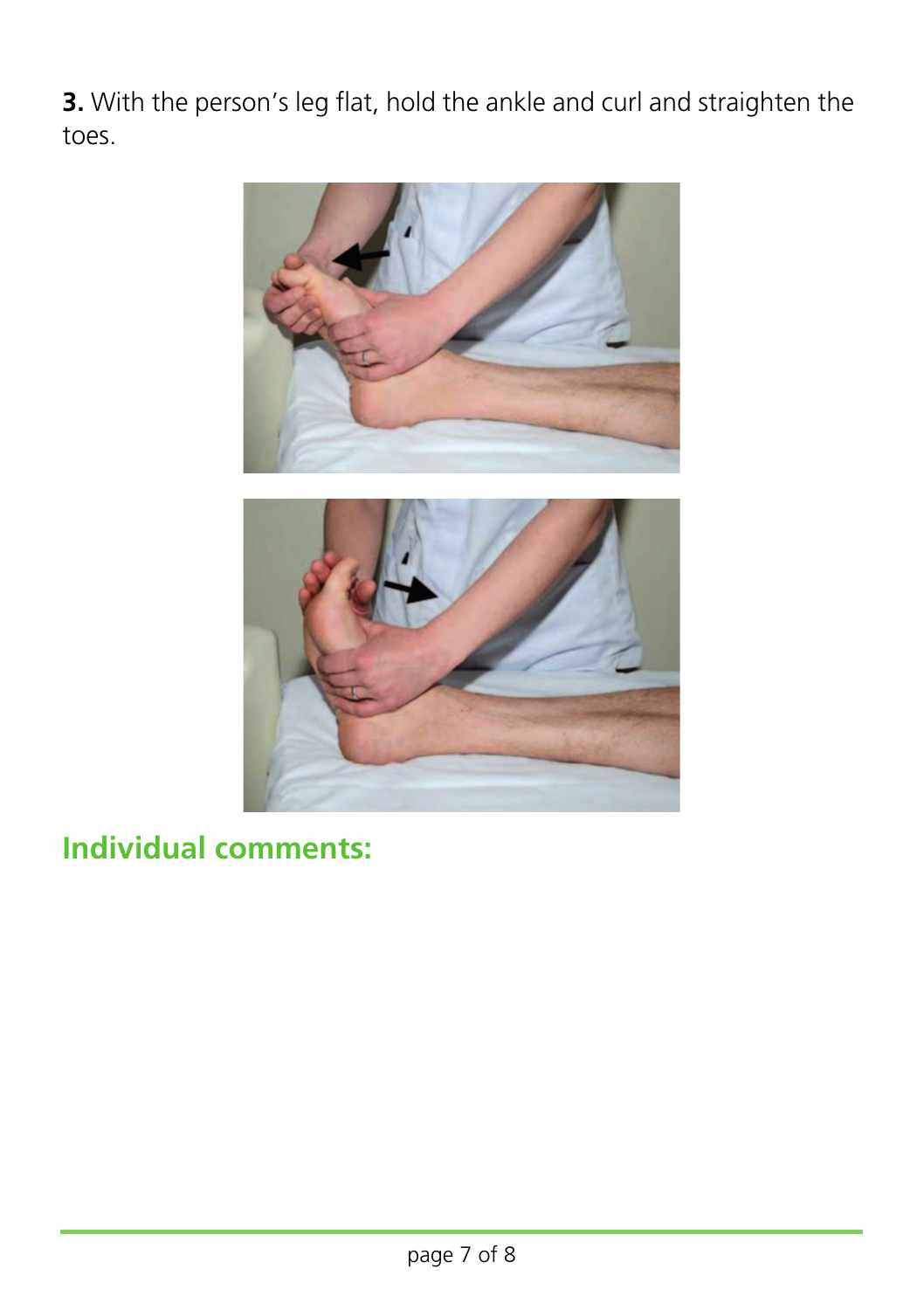**3.** With the person's leg flat, hold the ankle and curl and straighten the toes.

## Individual comments: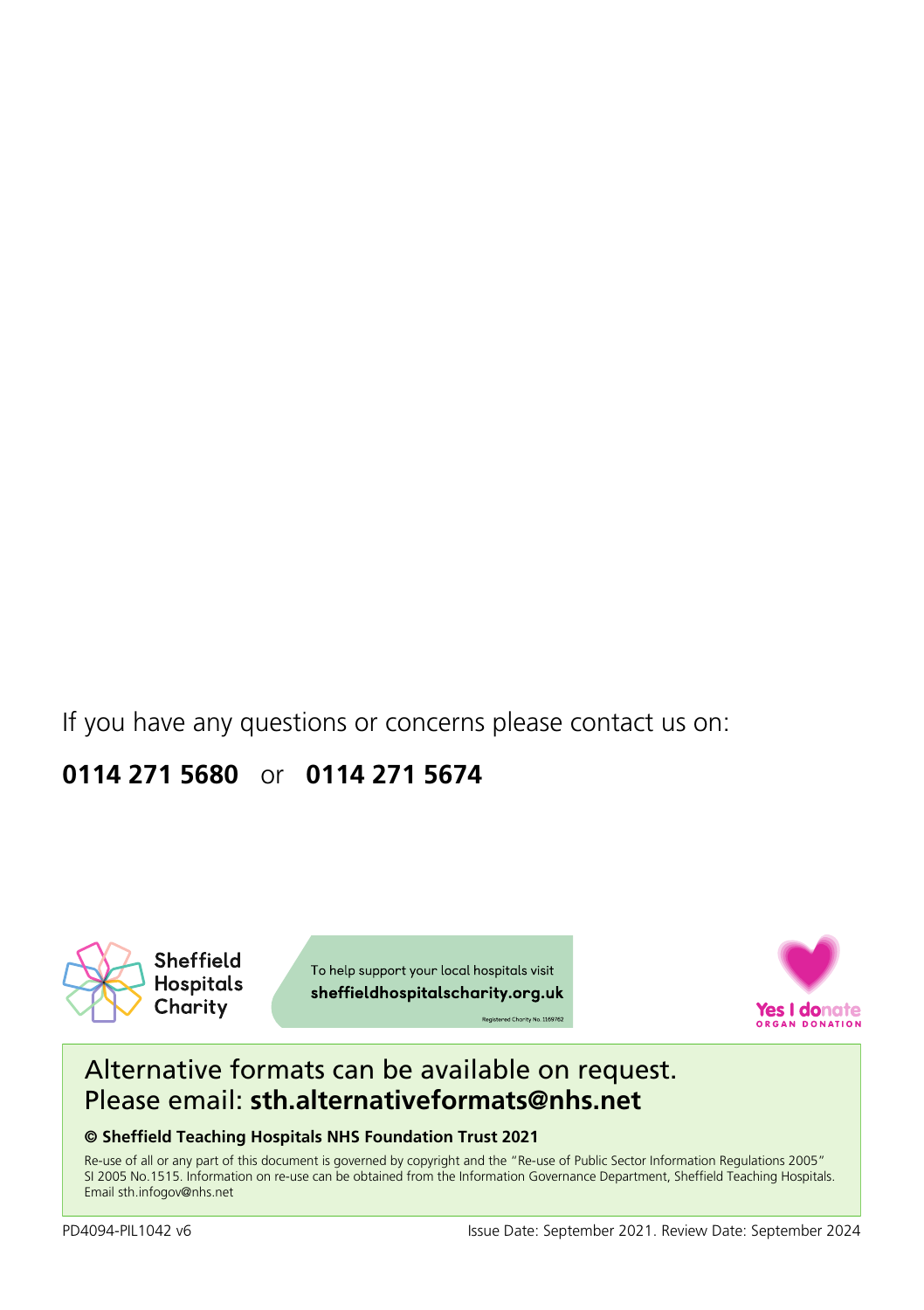If you have any questions or concerns please contact us on:

**0114 271 5680** or **0114 271 5674**

Sheffield Hospitals Charity

To help support your local hospitals visit **sheffieldhospitalscharity.org.uk**

Registered Charity No. 1169762

Yes I donate ORGAN DONATION

Alternative formats can be available on request.
Please email: **sth.alternativeformats@nhs.net**

**© Sheffield Teaching Hospitals NHS Foundation Trust 2021**

Re-use of all or any part of this document is governed by copyright and the "Re-use of Public Sector Information Regulations 2005" SI 2005 No.1515. Information on re-use can be obtained from the Information Governance Department, Sheffield Teaching Hospitals. Email sth.infogov@nhs.net

PD4094-PIL1042 v6

Issue Date: September 2021. Review Date: September 2024